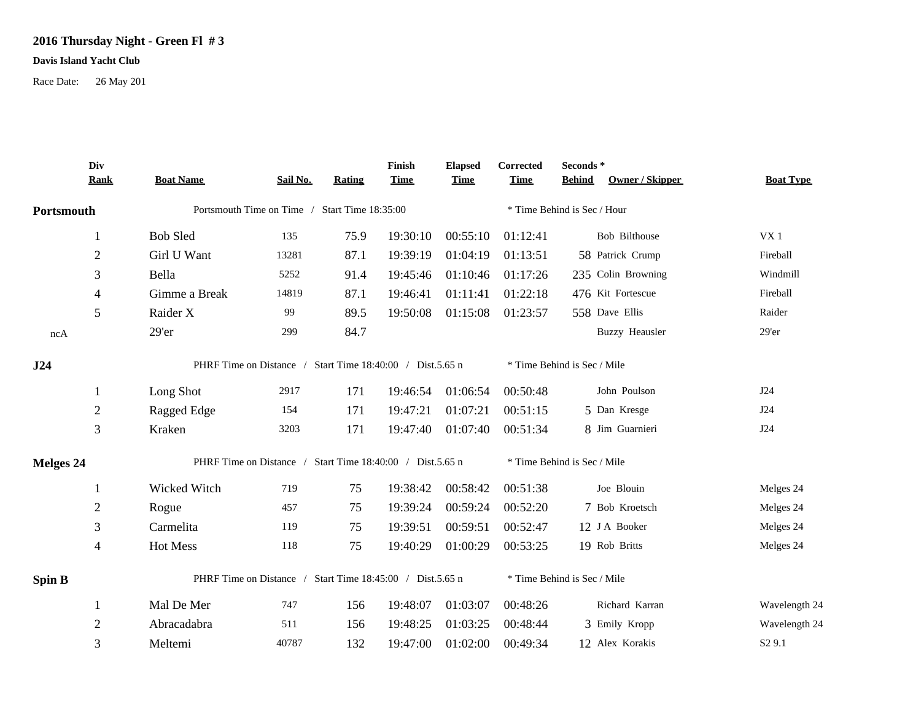## 2016 Thursday Night - Green Fl # 3

**Davis Island Yacht Club**

Race Date: 26 May 201

| Div Rank | Boat Name | Sail No. | Rating | Finish Time | Elapsed Time | Corrected Time | Seconds * Behind | Owner / Skipper | Boat Type |
|---|---|---|---|---|---|---|---|---|---|
| **Portsmouth** | Portsmouth Time on Time / Start Time 18:35:00 | | | | | * Time Behind is Sec / Hour | | | |
| 1 | Bob Sled | 135 | 75.9 | 19:30:10 | 00:55:10 | 01:12:41 | | Bob Bilthouse | VX 1 |
| 2 | Girl U Want | 13281 | 87.1 | 19:39:19 | 01:04:19 | 01:13:51 | 58 | Patrick Crump | Fireball |
| 3 | Bella | 5252 | 91.4 | 19:45:46 | 01:10:46 | 01:17:26 | 235 | Colin Browning | Windmill |
| 4 | Gimme a Break | 14819 | 87.1 | 19:46:41 | 01:11:41 | 01:22:18 | 476 | Kit Fortescue | Fireball |
| 5 | Raider X | 99 | 89.5 | 19:50:08 | 01:15:08 | 01:23:57 | 558 | Dave Ellis | Raider |
| ncA | 29'er | 299 | 84.7 | | | | | Buzzy Heausler | 29'er |
| **J24** | PHRF Time on Distance / Start Time 18:40:00 / Dist.5.65 n | | | | | * Time Behind is Sec / Mile | | | |
| 1 | Long Shot | 2917 | 171 | 19:46:54 | 01:06:54 | 00:50:48 | | John Poulson | J24 |
| 2 | Ragged Edge | 154 | 171 | 19:47:21 | 01:07:21 | 00:51:15 | 5 | Dan Kresge | J24 |
| 3 | Kraken | 3203 | 171 | 19:47:40 | 01:07:40 | 00:51:34 | 8 | Jim Guarnieri | J24 |
| **Melges 24** | PHRF Time on Distance / Start Time 18:40:00 / Dist.5.65 n | | | | | * Time Behind is Sec / Mile | | | |
| 1 | Wicked Witch | 719 | 75 | 19:38:42 | 00:58:42 | 00:51:38 | | Joe Blouin | Melges 24 |
| 2 | Rogue | 457 | 75 | 19:39:24 | 00:59:24 | 00:52:20 | 7 | Bob Kroetsch | Melges 24 |
| 3 | Carmelita | 119 | 75 | 19:39:51 | 00:59:51 | 00:52:47 | 12 | J A Booker | Melges 24 |
| 4 | Hot Mess | 118 | 75 | 19:40:29 | 01:00:29 | 00:53:25 | 19 | Rob Britts | Melges 24 |
| **Spin B** | PHRF Time on Distance / Start Time 18:45:00 / Dist.5.65 n | | | | | * Time Behind is Sec / Mile | | | |
| 1 | Mal De Mer | 747 | 156 | 19:48:07 | 01:03:07 | 00:48:26 | | Richard Karran | Wavelength 24 |
| 2 | Abracadabra | 511 | 156 | 19:48:25 | 01:03:25 | 00:48:44 | 3 | Emily Kropp | Wavelength 24 |
| 3 | Meltemi | 40787 | 132 | 19:47:00 | 01:02:00 | 00:49:34 | 12 | Alex Korakis | S2 9.1 |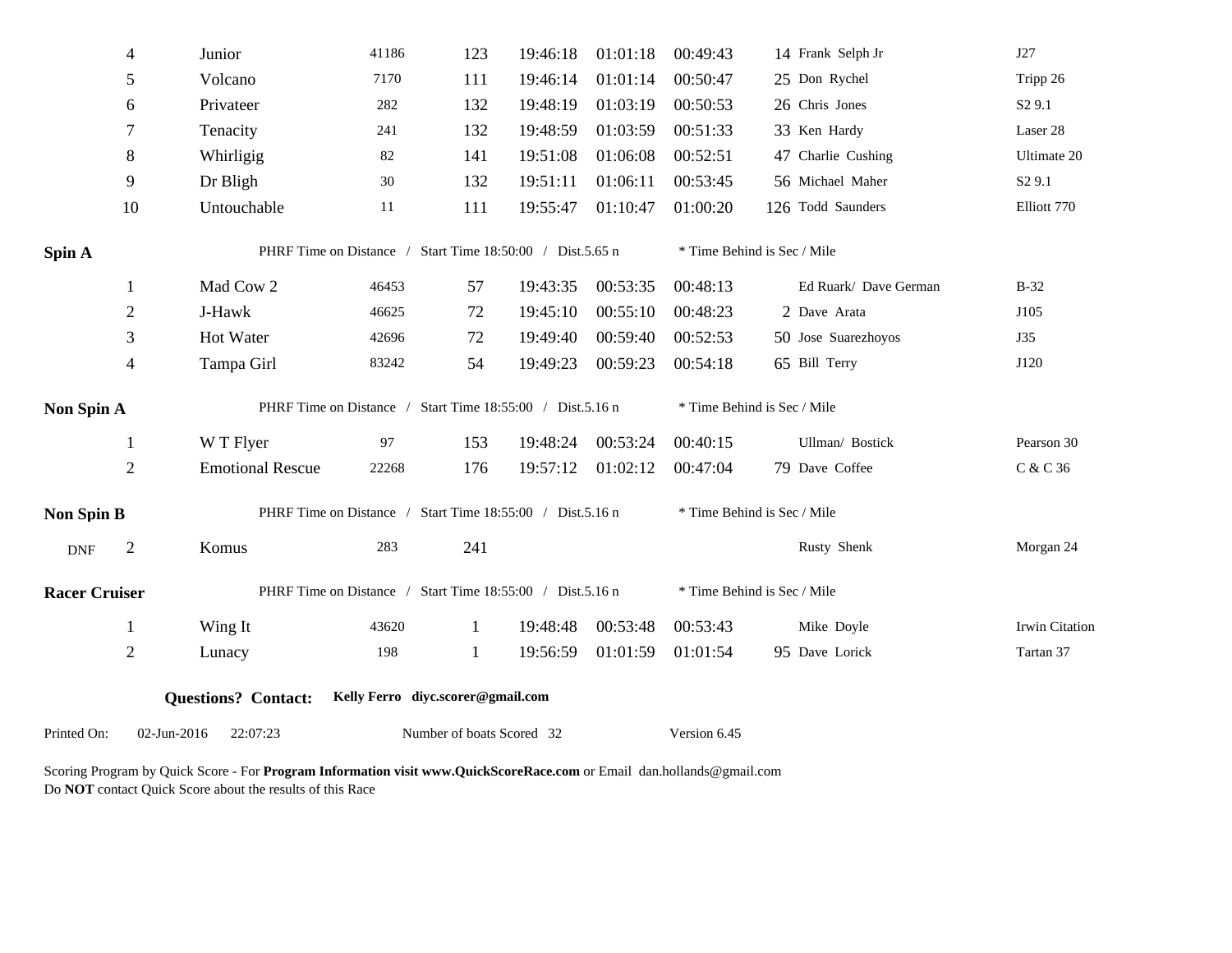| | | | | | | | | | | |
|---|---|---|---|---|---|---|---|---|---|---|
| | 4 | Junior | 41186 | 123 | 19:46:18 | 01:01:18 | 00:49:43 | 14 | Frank Selph Jr | J27 |
| | 5 | Volcano | 7170 | 111 | 19:46:14 | 01:01:14 | 00:50:47 | 25 | Don Rychel | Tripp 26 |
| | 6 | Privateer | 282 | 132 | 19:48:19 | 01:03:19 | 00:50:53 | 26 | Chris Jones | S2 9.1 |
| | 7 | Tenacity | 241 | 132 | 19:48:59 | 01:03:59 | 00:51:33 | 33 | Ken Hardy | Laser 28 |
| | 8 | Whirligig | 82 | 141 | 19:51:08 | 01:06:08 | 00:52:51 | 47 | Charlie Cushing | Ultimate 20 |
| | 9 | Dr Bligh | 30 | 132 | 19:51:11 | 01:06:11 | 00:53:45 | 56 | Michael Maher | S2 9.1 |
| | 10 | Untouchable | 11 | 111 | 19:55:47 | 01:10:47 | 01:00:20 | 126 | Todd Saunders | Elliott 770 |

**Spin A** PHRF Time on Distance / Start Time 18:50:00 / Dist.5.65 n * Time Behind is Sec / Mile

| | | | | | | | | | | |
|---|---|---|---|---|---|---|---|---|---|---|
| | 1 | Mad Cow 2 | 46453 | 57 | 19:43:35 | 00:53:35 | 00:48:13 | | Ed Ruark/ Dave German | B-32 |
| | 2 | J-Hawk | 46625 | 72 | 19:45:10 | 00:55:10 | 00:48:23 | 2 | Dave Arata | J105 |
| | 3 | Hot Water | 42696 | 72 | 19:49:40 | 00:59:40 | 00:52:53 | 50 | Jose Suarezhoyos | J35 |
| | 4 | Tampa Girl | 83242 | 54 | 19:49:23 | 00:59:23 | 00:54:18 | 65 | Bill Terry | J120 |

**Non Spin A** PHRF Time on Distance / Start Time 18:55:00 / Dist.5.16 n * Time Behind is Sec / Mile

| | | | | | | | | | | |
|---|---|---|---|---|---|---|---|---|---|---|
| | 1 | W T Flyer | 97 | 153 | 19:48:24 | 00:53:24 | 00:40:15 | | Ullman/ Bostick | Pearson 30 |
| | 2 | Emotional Rescue | 22268 | 176 | 19:57:12 | 01:02:12 | 00:47:04 | 79 | Dave Coffee | C & C 36 |

**Non Spin B** PHRF Time on Distance / Start Time 18:55:00 / Dist.5.16 n * Time Behind is Sec / Mile

| | | | | | | | | | | |
|---|---|---|---|---|---|---|---|---|---|---|
| DNF | 2 | Komus | 283 | 241 | | | | | Rusty Shenk | Morgan 24 |

**Racer Cruiser** PHRF Time on Distance / Start Time 18:55:00 / Dist.5.16 n * Time Behind is Sec / Mile

| | | | | | | | | | | |
|---|---|---|---|---|---|---|---|---|---|---|
| | 1 | Wing It | 43620 | 1 | 19:48:48 | 00:53:48 | 00:53:43 | | Mike Doyle | Irwin Citation |
| | 2 | Lunacy | 198 | 1 | 19:56:59 | 01:01:59 | 01:01:54 | 95 | Dave Lorick | Tartan 37 |

**Questions? Contact: Kelly Ferro diyc.scorer@gmail.com**

Printed On: 02-Jun-2016 22:07:23 Number of boats Scored 32 Version 6.45

Scoring Program by Quick Score - For **Program Information visit www.QuickScoreRace.com** or Email dan.hollands@gmail.com
Do **NOT** contact Quick Score about the results of this Race